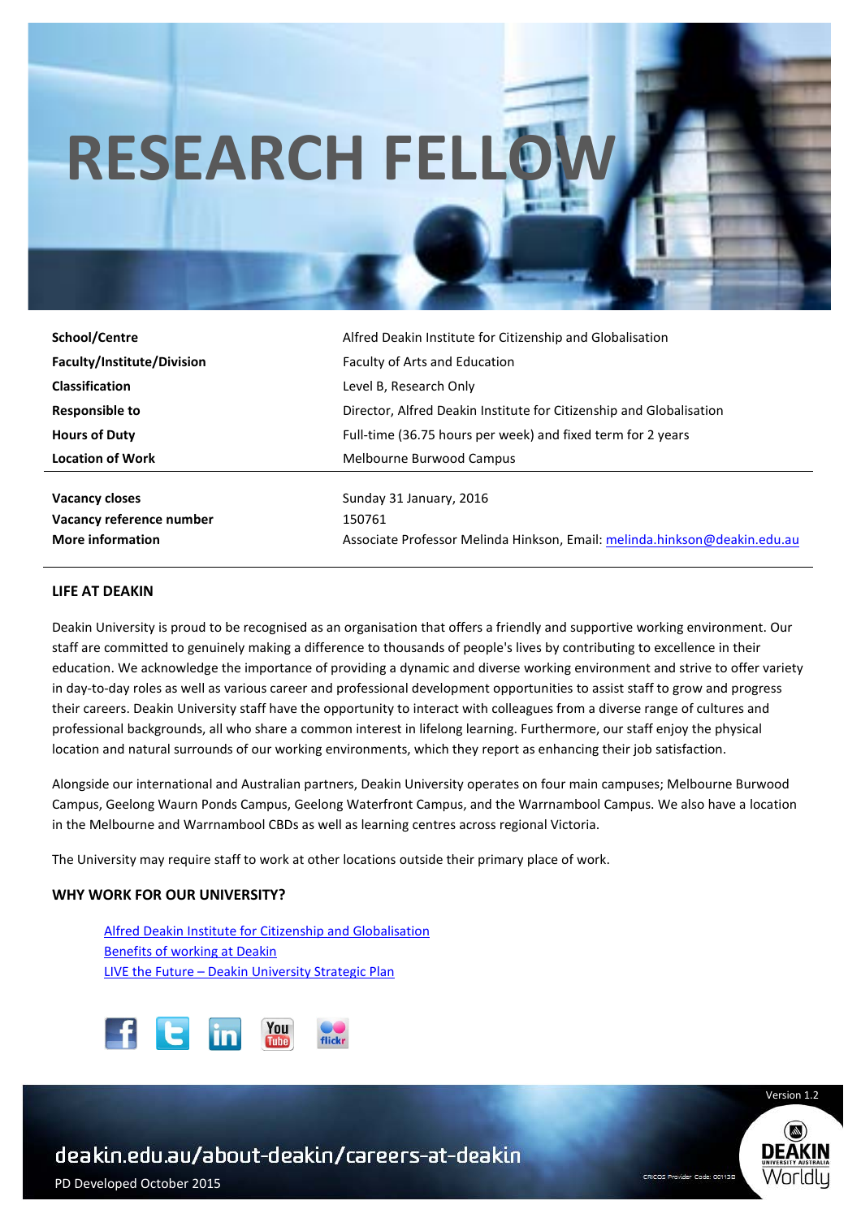# RESEARCH FELLOW

| | |
|---|---|
| **School/Centre** | Alfred Deakin Institute for Citizenship and Globalisation |
| **Faculty/Institute/Division** | Faculty of Arts and Education |
| **Classification** | Level B, Research Only |
| **Responsible to** | Director, Alfred Deakin Institute for Citizenship and Globalisation |
| **Hours of Duty** | Full-time (36.75 hours per week) and fixed term for 2 years |
| **Location of Work** | Melbourne Burwood Campus |

| | |
|---|---|
| **Vacancy closes** | Sunday 31 January, 2016 |
| **Vacancy reference number** | 150761 |
| **More information** | Associate Professor Melinda Hinkson, Email: melinda.hinkson@deakin.edu.au |

## LIFE AT DEAKIN

Deakin University is proud to be recognised as an organisation that offers a friendly and supportive working environment. Our staff are committed to genuinely making a difference to thousands of people's lives by contributing to excellence in their education. We acknowledge the importance of providing a dynamic and diverse working environment and strive to offer variety in day-to-day roles as well as various career and professional development opportunities to assist staff to grow and progress their careers. Deakin University staff have the opportunity to interact with colleagues from a diverse range of cultures and professional backgrounds, all who share a common interest in lifelong learning. Furthermore, our staff enjoy the physical location and natural surrounds of our working environments, which they report as enhancing their job satisfaction.

Alongside our international and Australian partners, Deakin University operates on four main campuses; Melbourne Burwood Campus, Geelong Waurn Ponds Campus, Geelong Waterfront Campus, and the Warrnambool Campus. We also have a location in the Melbourne and Warrnambool CBDs as well as learning centres across regional Victoria.

The University may require staff to work at other locations outside their primary place of work.

## WHY WORK FOR OUR UNIVERSITY?

- Alfred Deakin Institute for Citizenship and Globalisation
- Benefits of working at Deakin
- LIVE the Future – Deakin University Strategic Plan

Version 1.2

deakin.edu.au/about-deakin/careers-at-deakin

PD Developed October 2015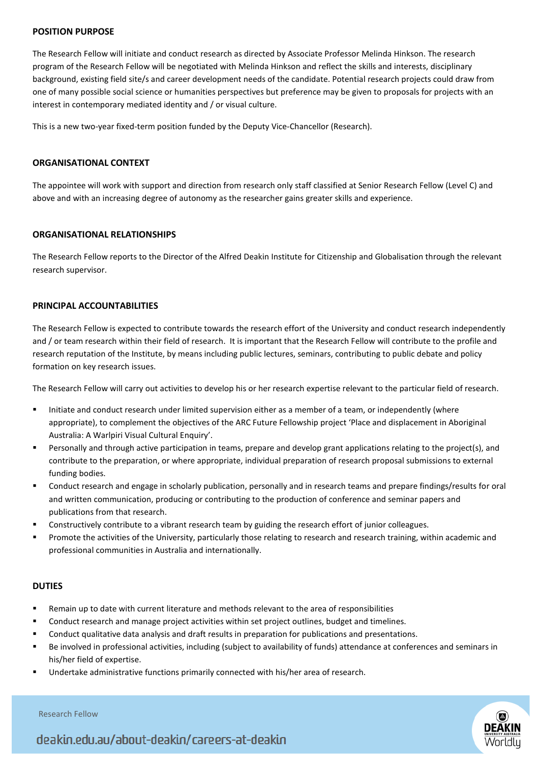## POSITION PURPOSE

The Research Fellow will initiate and conduct research as directed by Associate Professor Melinda Hinkson. The research program of the Research Fellow will be negotiated with Melinda Hinkson and reflect the skills and interests, disciplinary background, existing field site/s and career development needs of the candidate. Potential research projects could draw from one of many possible social science or humanities perspectives but preference may be given to proposals for projects with an interest in contemporary mediated identity and / or visual culture.

This is a new two-year fixed-term position funded by the Deputy Vice-Chancellor (Research).

## ORGANISATIONAL CONTEXT

The appointee will work with support and direction from research only staff classified at Senior Research Fellow (Level C) and above and with an increasing degree of autonomy as the researcher gains greater skills and experience.

## ORGANISATIONAL RELATIONSHIPS

The Research Fellow reports to the Director of the Alfred Deakin Institute for Citizenship and Globalisation through the relevant research supervisor.

## PRINCIPAL ACCOUNTABILITIES

The Research Fellow is expected to contribute towards the research effort of the University and conduct research independently and / or team research within their field of research. It is important that the Research Fellow will contribute to the profile and research reputation of the Institute, by means including public lectures, seminars, contributing to public debate and policy formation on key research issues.

The Research Fellow will carry out activities to develop his or her research expertise relevant to the particular field of research.

- Initiate and conduct research under limited supervision either as a member of a team, or independently (where appropriate), to complement the objectives of the ARC Future Fellowship project 'Place and displacement in Aboriginal Australia: A Warlpiri Visual Cultural Enquiry'.
- Personally and through active participation in teams, prepare and develop grant applications relating to the project(s), and contribute to the preparation, or where appropriate, individual preparation of research proposal submissions to external funding bodies.
- Conduct research and engage in scholarly publication, personally and in research teams and prepare findings/results for oral and written communication, producing or contributing to the production of conference and seminar papers and publications from that research.
- Constructively contribute to a vibrant research team by guiding the research effort of junior colleagues.
- Promote the activities of the University, particularly those relating to research and research training, within academic and professional communities in Australia and internationally.

## DUTIES

- Remain up to date with current literature and methods relevant to the area of responsibilities
- Conduct research and manage project activities within set project outlines, budget and timelines.
- Conduct qualitative data analysis and draft results in preparation for publications and presentations.
- Be involved in professional activities, including (subject to availability of funds) attendance at conferences and seminars in his/her field of expertise.
- Undertake administrative functions primarily connected with his/her area of research.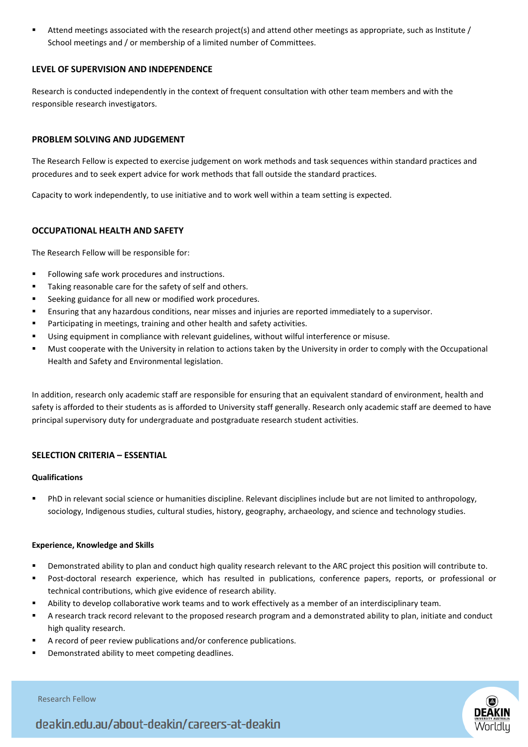- Attend meetings associated with the research project(s) and attend other meetings as appropriate, such as Institute / School meetings and / or membership of a limited number of Committees.

## LEVEL OF SUPERVISION AND INDEPENDENCE

Research is conducted independently in the context of frequent consultation with other team members and with the responsible research investigators.

## PROBLEM SOLVING AND JUDGEMENT

The Research Fellow is expected to exercise judgement on work methods and task sequences within standard practices and procedures and to seek expert advice for work methods that fall outside the standard practices.

Capacity to work independently, to use initiative and to work well within a team setting is expected.

## OCCUPATIONAL HEALTH AND SAFETY

The Research Fellow will be responsible for:

- Following safe work procedures and instructions.
- Taking reasonable care for the safety of self and others.
- Seeking guidance for all new or modified work procedures.
- Ensuring that any hazardous conditions, near misses and injuries are reported immediately to a supervisor.
- Participating in meetings, training and other health and safety activities.
- Using equipment in compliance with relevant guidelines, without wilful interference or misuse.
- Must cooperate with the University in relation to actions taken by the University in order to comply with the Occupational Health and Safety and Environmental legislation.

In addition, research only academic staff are responsible for ensuring that an equivalent standard of environment, health and safety is afforded to their students as is afforded to University staff generally. Research only academic staff are deemed to have principal supervisory duty for undergraduate and postgraduate research student activities.

## SELECTION CRITERIA – ESSENTIAL

### Qualifications

- PhD in relevant social science or humanities discipline. Relevant disciplines include but are not limited to anthropology, sociology, Indigenous studies, cultural studies, history, geography, archaeology, and science and technology studies.

### Experience, Knowledge and Skills

- Demonstrated ability to plan and conduct high quality research relevant to the ARC project this position will contribute to.
- Post-doctoral research experience, which has resulted in publications, conference papers, reports, or professional or technical contributions, which give evidence of research ability.
- Ability to develop collaborative work teams and to work effectively as a member of an interdisciplinary team.
- A research track record relevant to the proposed research program and a demonstrated ability to plan, initiate and conduct high quality research.
- A record of peer review publications and/or conference publications.
- Demonstrated ability to meet competing deadlines.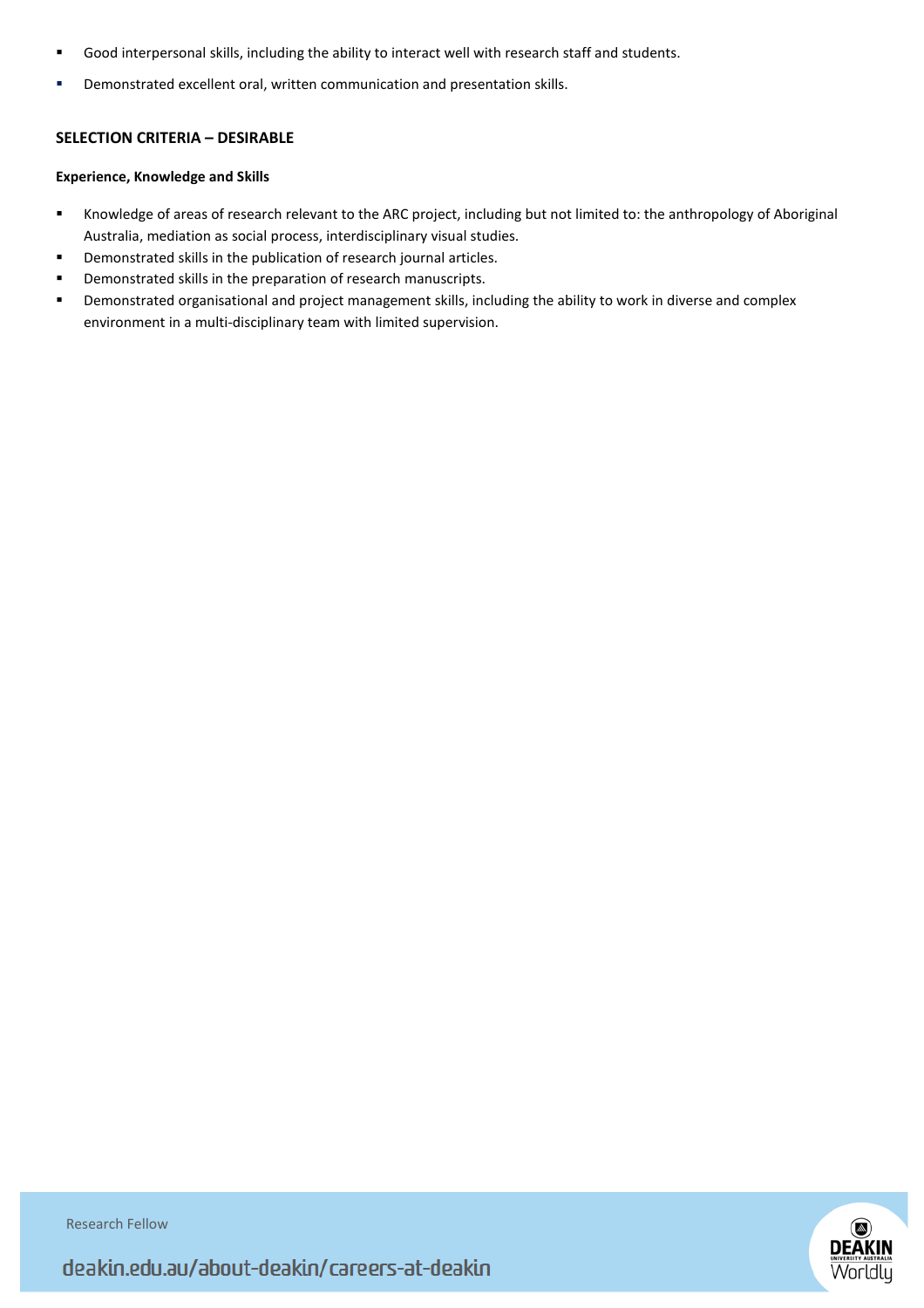- Good interpersonal skills, including the ability to interact well with research staff and students.
- Demonstrated excellent oral, written communication and presentation skills.

**SELECTION CRITERIA – DESIRABLE**

**Experience, Knowledge and Skills**

- Knowledge of areas of research relevant to the ARC project, including but not limited to: the anthropology of Aboriginal Australia, mediation as social process, interdisciplinary visual studies.
- Demonstrated skills in the publication of research journal articles.
- Demonstrated skills in the preparation of research manuscripts.
- Demonstrated organisational and project management skills, including the ability to work in diverse and complex environment in a multi-disciplinary team with limited supervision.